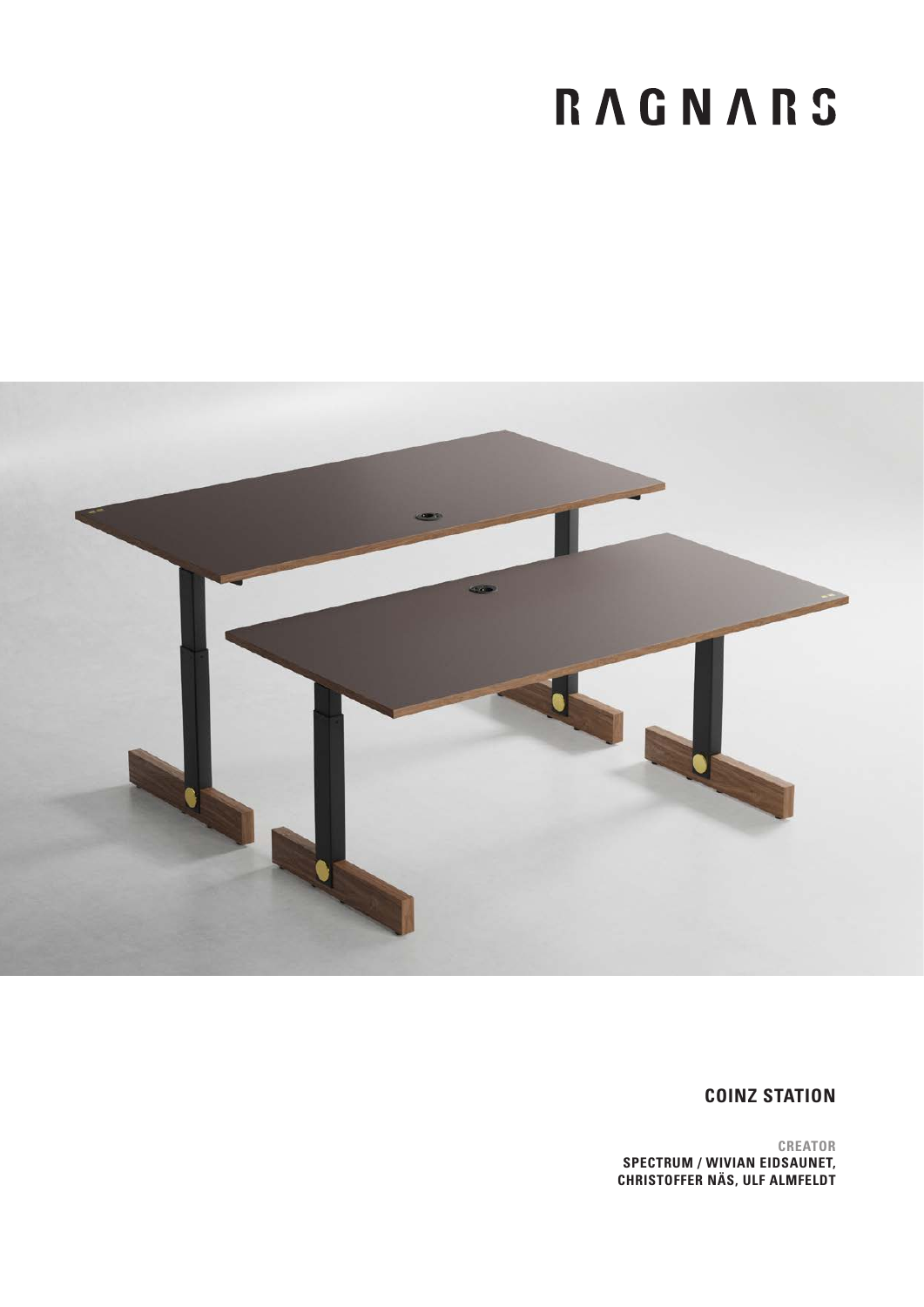# RAGNARS

## COINZ STATION

**CREATOR**
**SPECTRUM / WIVIAN EIDSAUNET, CHRISTOFFER NÄS, ULF ALMFELDT**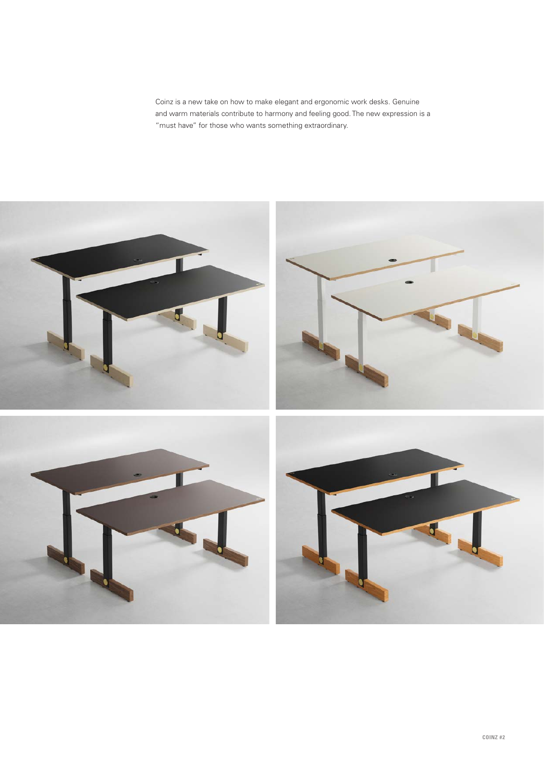Coinz is a new take on how to make elegant and ergonomic work desks. Genuine and warm materials contribute to harmony and feeling good. The new expression is a "must have" for those who wants something extraordinary.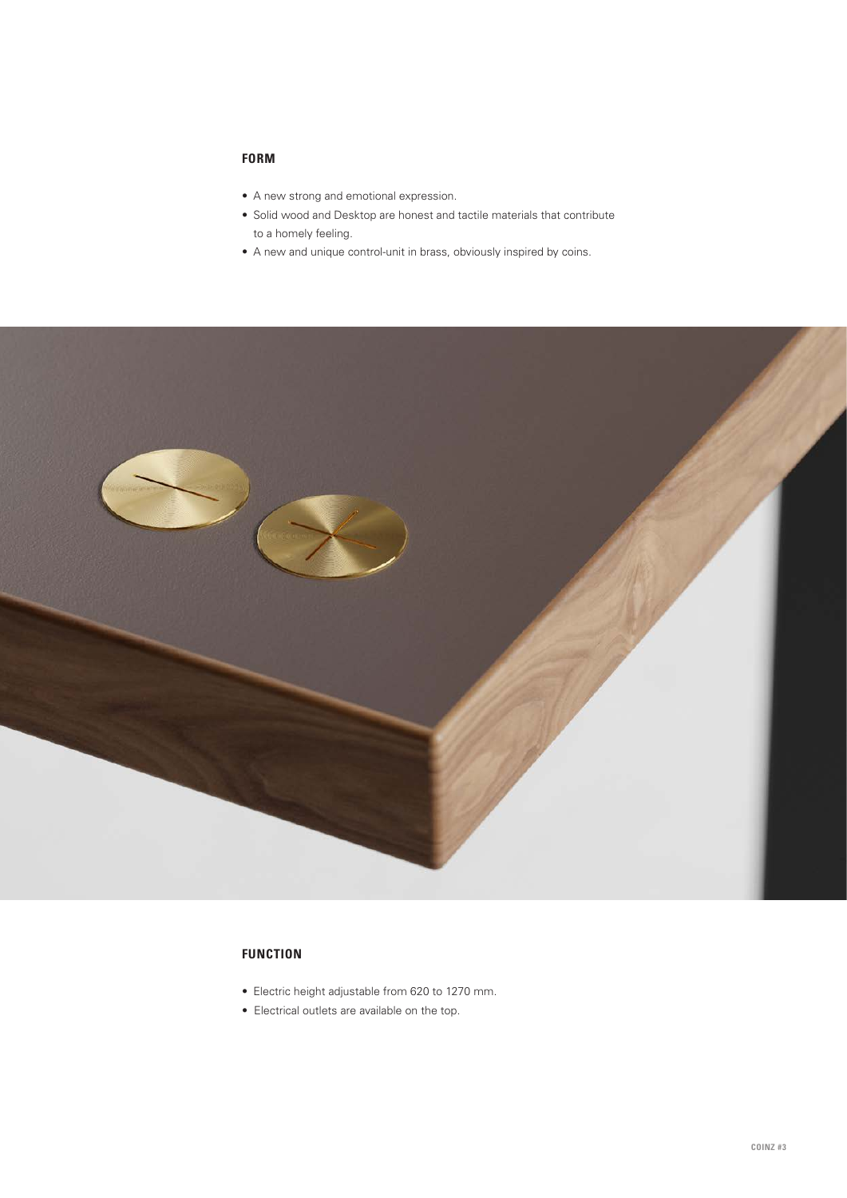## FORM

- A new strong and emotional expression.
- Solid wood and Desktop are honest and tactile materials that contribute to a homely feeling.
- A new and unique control-unit in brass, obviously inspired by coins.

## FUNCTION

- Electric height adjustable from 620 to 1270 mm.
- Electrical outlets are available on the top.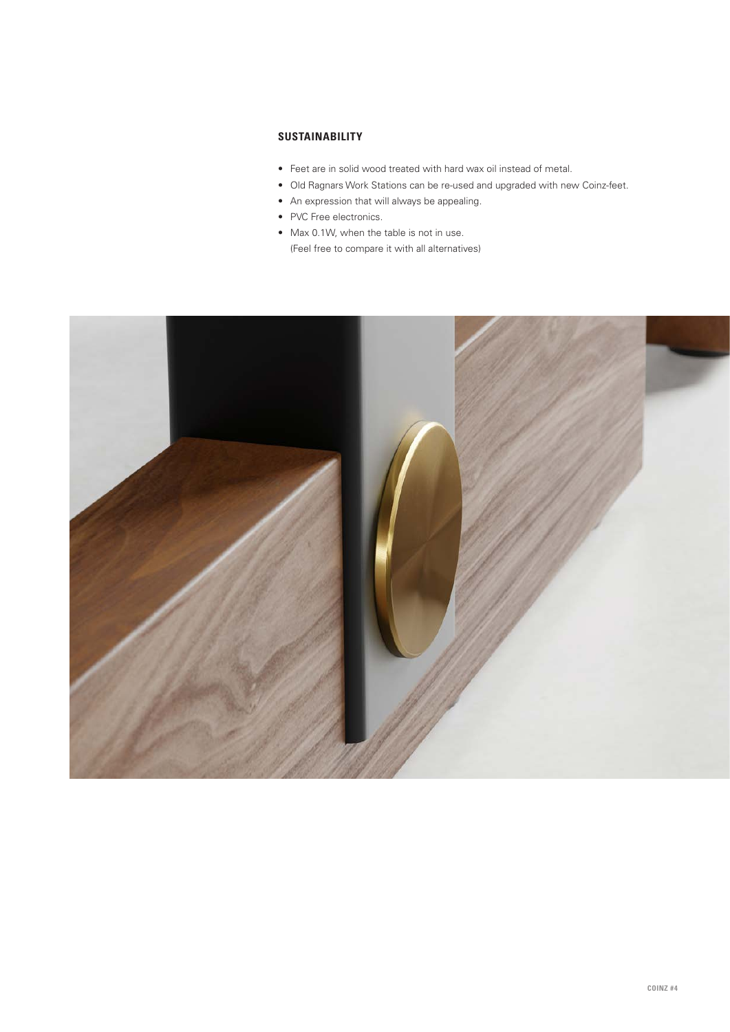## SUSTAINABILITY

- Feet are in solid wood treated with hard wax oil instead of metal.
- Old Ragnars Work Stations can be re-used and upgraded with new Coinz-feet.
- An expression that will always be appealing.
- PVC Free electronics.
- Max 0.1W, when the table is not in use.
  (Feel free to compare it with all alternatives)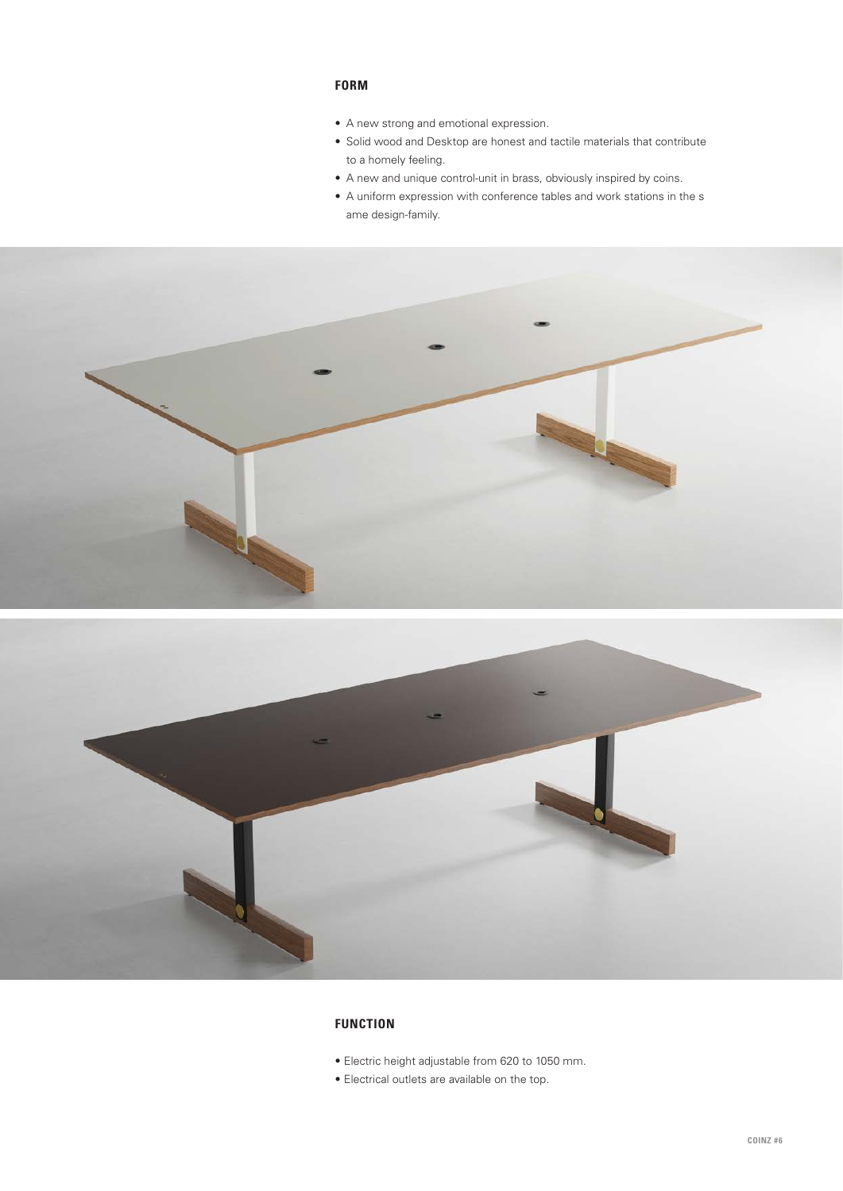## FORM

- A new strong and emotional expression.
- Solid wood and Desktop are honest and tactile materials that contribute to a homely feeling.
- A new and unique control-unit in brass, obviously inspired by coins.
- A uniform expression with conference tables and work stations in the s ame design-family.

## FUNCTION

- Electric height adjustable from 620 to 1050 mm.
- Electrical outlets are available on the top.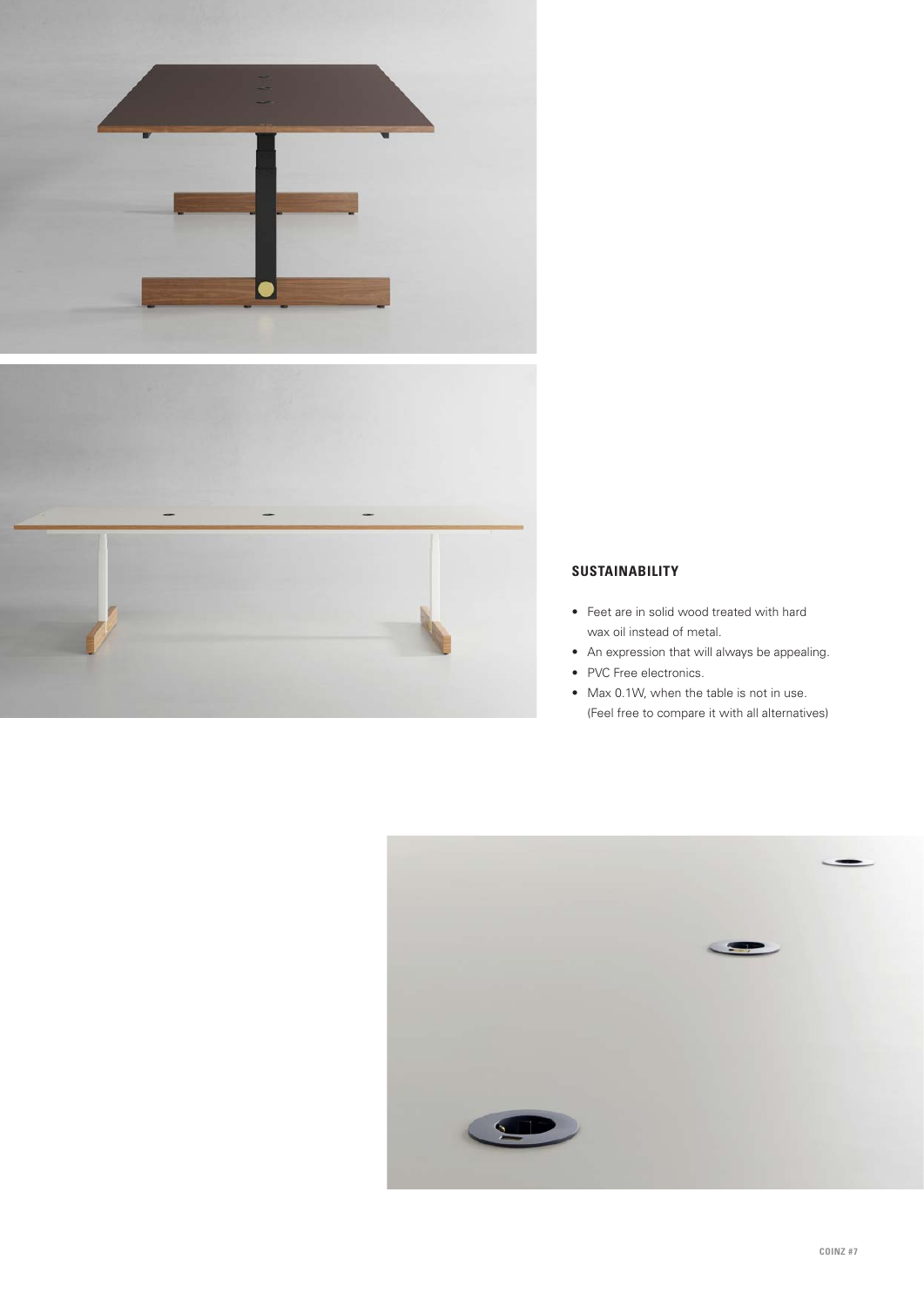## SUSTAINABILITY

- Feet are in solid wood treated with hard wax oil instead of metal.
- An expression that will always be appealing.
- PVC Free electronics.
- Max 0.1W, when the table is not in use. (Feel free to compare it with all alternatives)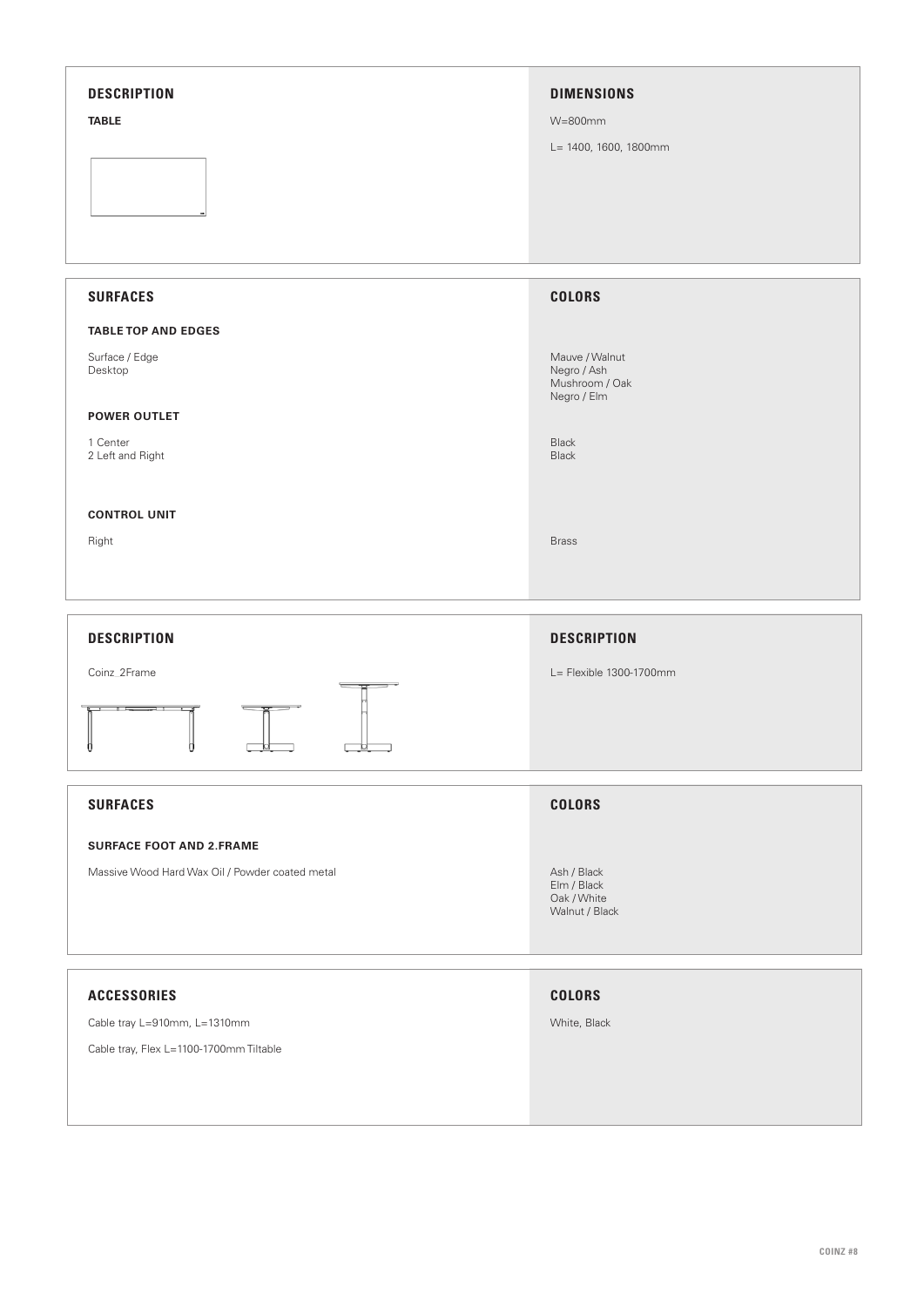## DESCRIPTION

**TABLE**

## DIMENSIONS

W=800mm

L= 1400, 1600, 1800mm

## SURFACES

**TABLE TOP AND EDGES**

Surface / Edge
Desktop

**POWER OUTLET**

1 Center
2 Left and Right

**CONTROL UNIT**

Right

## COLORS

Mauve / Walnut
Negro / Ash
Mushroom / Oak
Negro / Elm

Black
Black

Brass

## DESCRIPTION

Coinz 2Frame

## DESCRIPTION

L= Flexible 1300-1700mm

## SURFACES

**SURFACE FOOT AND 2.FRAME**

Massive Wood Hard Wax Oil / Powder coated metal

## COLORS

Ash / Black
Elm / Black
Oak / White
Walnut / Black

## ACCESSORIES

Cable tray L=910mm, L=1310mm

Cable tray, Flex L=1100-1700mm Tiltable

## COLORS

White, Black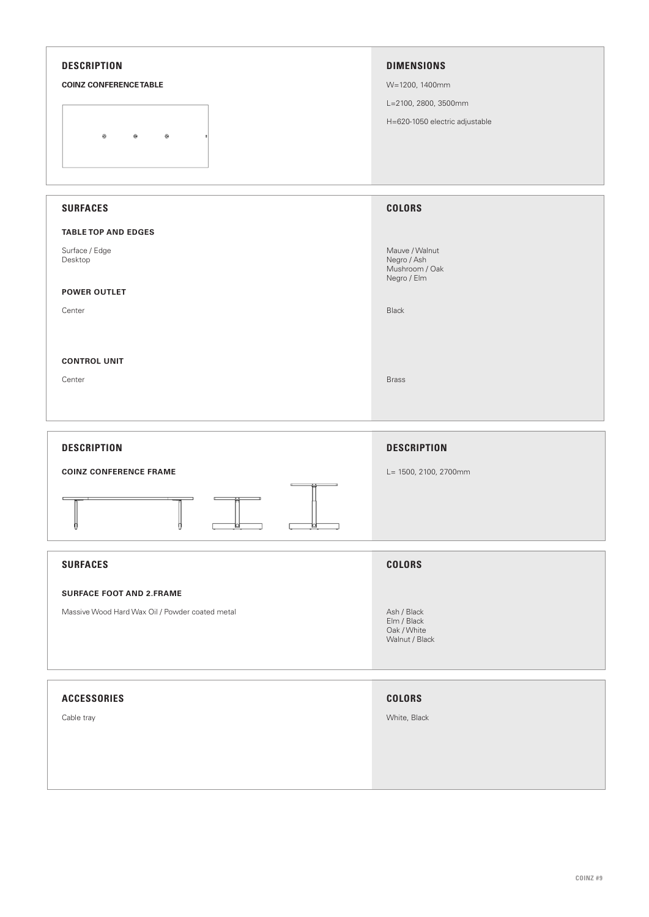## DESCRIPTION

**COINZ CONFERENCE TABLE**

## DIMENSIONS

W=1200, 1400mm

L=2100, 2800, 3500mm

H=620-1050 electric adjustable

## SURFACES

**TABLE TOP AND EDGES**

Surface / Edge
Desktop

**POWER OUTLET**

Center

**CONTROL UNIT**

Center

## COLORS

Mauve / Walnut
Negro / Ash
Mushroom / Oak
Negro / Elm

Black

Brass

## DESCRIPTION

**COINZ CONFERENCE FRAME**

## DESCRIPTION

L= 1500, 2100, 2700mm

## SURFACES

**SURFACE FOOT AND 2.FRAME**

Massive Wood Hard Wax Oil / Powder coated metal

## COLORS

Ash / Black
Elm / Black
Oak / White
Walnut / Black

## ACCESSORIES

Cable tray

## COLORS

White, Black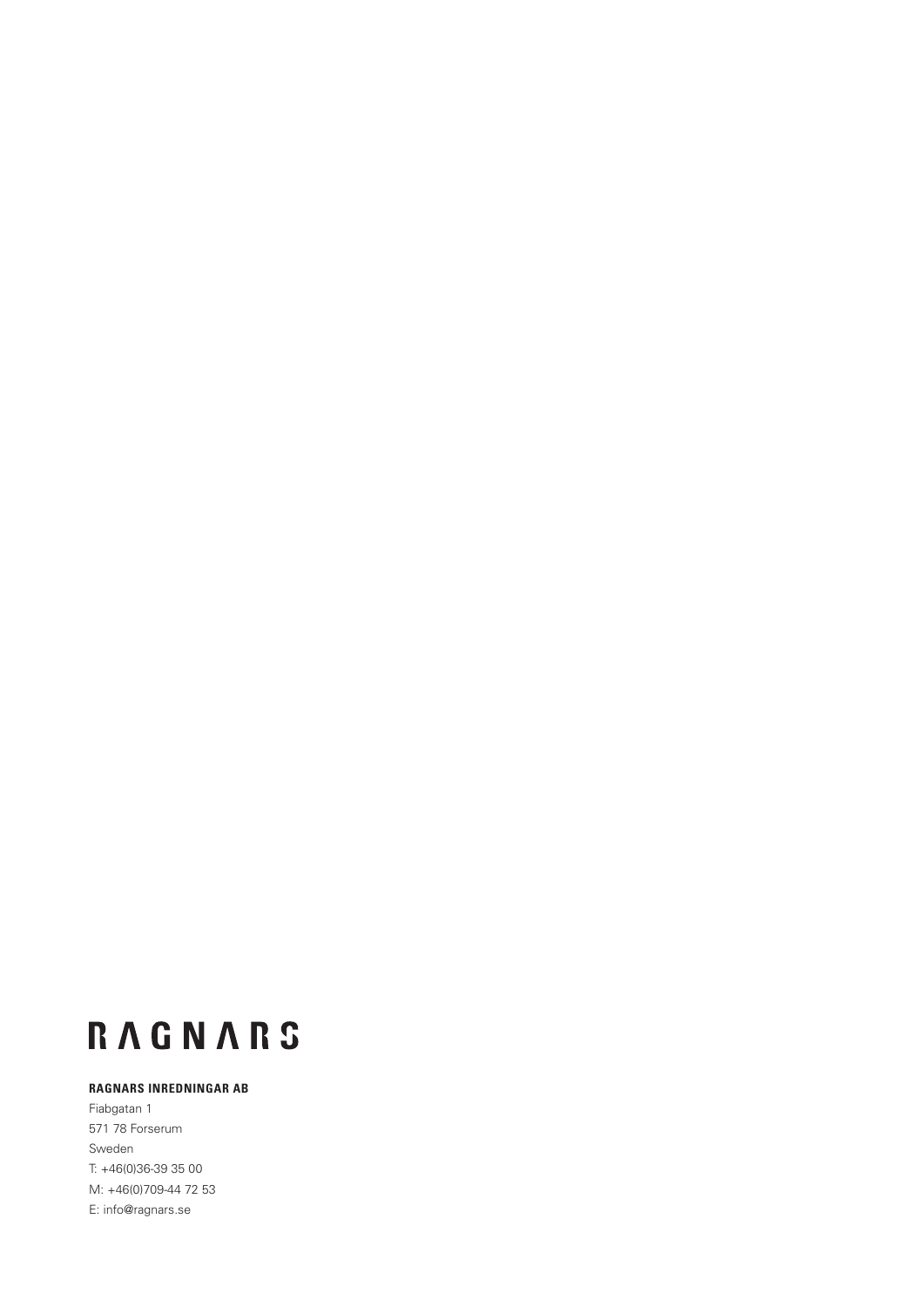RAGNARS

**RAGNARS INREDNINGAR AB**

Fiabgatan 1
571 78 Forserum
Sweden
T: +46(0)36-39 35 00
M: +46(0)709-44 72 53
E: info@ragnars.se